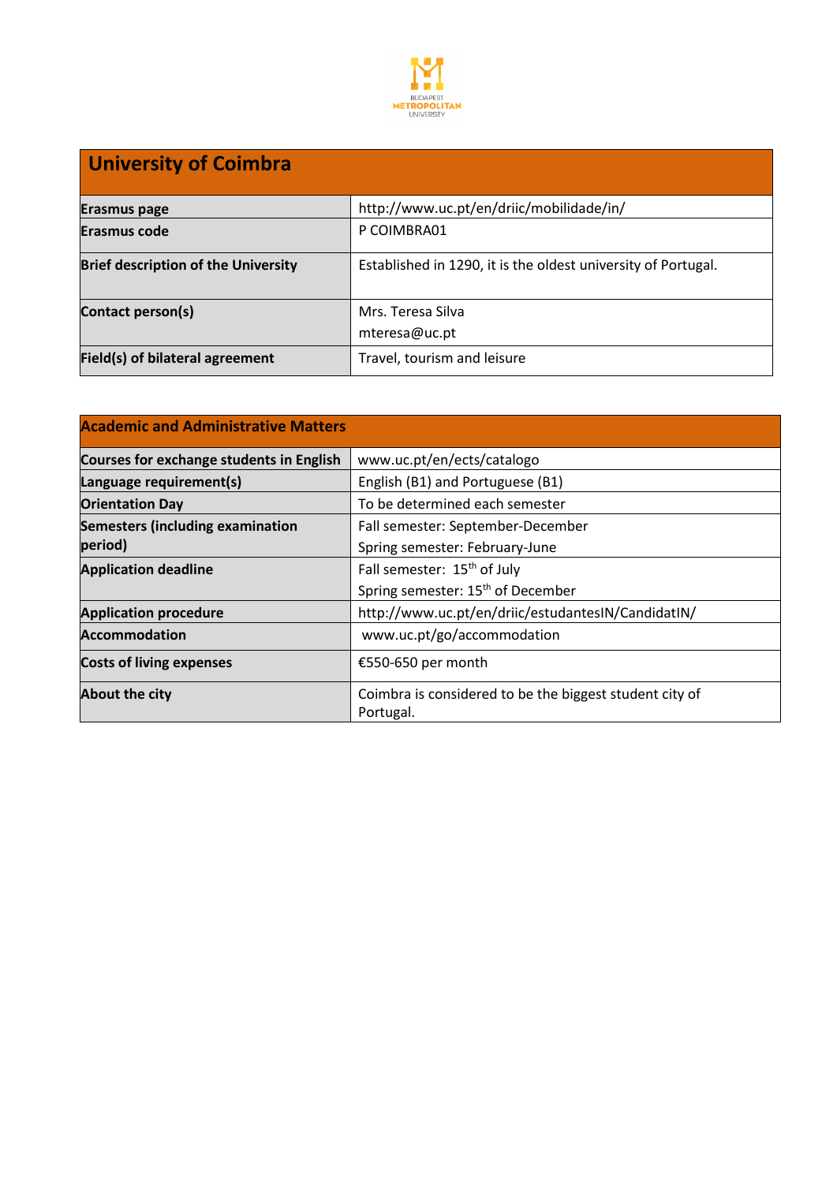## University of Coimbra

| | |
|---|---|
| **Erasmus page** | http://www.uc.pt/en/driic/mobilidade/in/ |
| **Erasmus code** | P COIMBRA01 |
| **Brief description of the University** | Established in 1290, it is the oldest university of Portugal. |
| **Contact person(s)** | Mrs. Teresa Silva<br>mteresa@uc.pt |
| **Field(s) of bilateral agreement** | Travel, tourism and leisure |

| **Academic and Administrative Matters** | |
|---|---|
| **Courses for exchange students in English** | www.uc.pt/en/ects/catalogo |
| **Language requirement(s)** | English (B1) and Portuguese (B1) |
| **Orientation Day** | To be determined each semester |
| **Semesters (including examination period)** | Fall semester: September-December<br>Spring semester: February-June |
| **Application deadline** | Fall semester: 15th of July<br>Spring semester: 15th of December |
| **Application procedure** | http://www.uc.pt/en/driic/estudantesIN/CandidatIN/ |
| **Accommodation** | www.uc.pt/go/accommodation |
| **Costs of living expenses** | €550-650 per month |
| **About the city** | Coimbra is considered to be the biggest student city of Portugal. |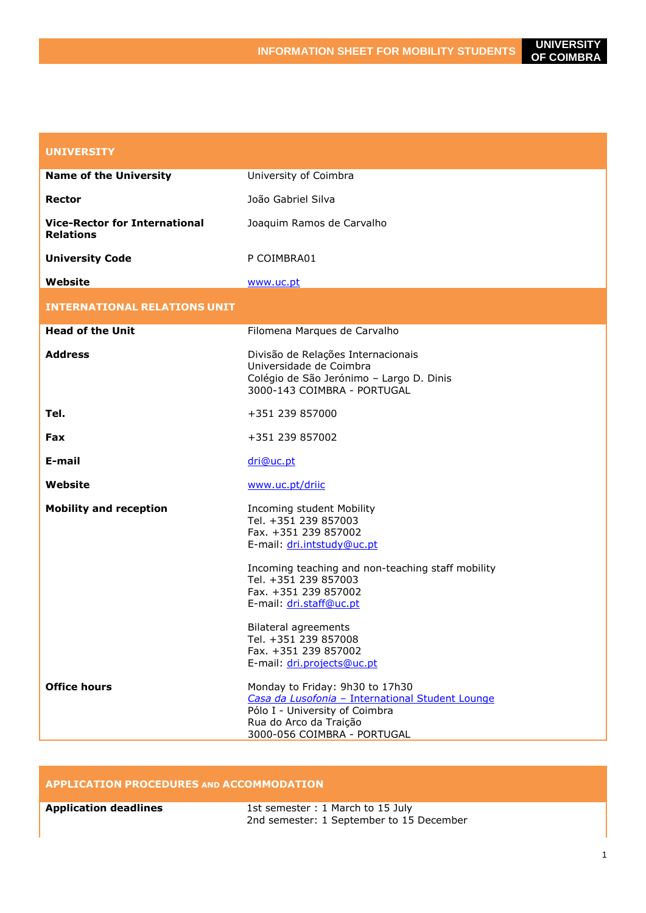| **UNIVERSITY** | |
|---|---|
| **Name of the University** | University of Coimbra |
| **Rector** | João Gabriel Silva |
| **Vice-Rector for International Relations** | Joaquim Ramos de Carvalho |
| **University Code** | P COIMBRA01 |
| **Website** | www.uc.pt |

| **INTERNATIONAL RELATIONS UNIT** | |
|---|---|
| **Head of the Unit** | Filomena Marques de Carvalho |
| **Address** | Divisão de Relações Internacionais<br>Universidade de Coimbra<br>Colégio de São Jerónimo – Largo D. Dinis<br>3000-143 COIMBRA - PORTUGAL |
| **Tel.** | +351 239 857000 |
| **Fax** | +351 239 857002 |
| **E-mail** | dri@uc.pt |
| **Website** | www.uc.pt/driic |
| **Mobility and reception** | Incoming student Mobility<br>Tel. +351 239 857003<br>Fax. +351 239 857002<br>E-mail: dri.intstudy@uc.pt<br><br>Incoming teaching and non-teaching staff mobility<br>Tel. +351 239 857003<br>Fax. +351 239 857002<br>E-mail: dri.staff@uc.pt<br><br>Bilateral agreements<br>Tel. +351 239 857008<br>Fax. +351 239 857002<br>E-mail: dri.projects@uc.pt |
| **Office hours** | Monday to Friday: 9h30 to 17h30<br>*Casa da Lusofonia* – International Student Lounge<br>Pólo I - University of Coimbra<br>Rua do Arco da Traição<br>3000-056 COIMBRA - PORTUGAL |

| **APPLICATION PROCEDURES AND ACCOMMODATION** | |
|---|---|
| **Application deadlines** | 1st semester : 1 March to 15 July<br>2nd semester: 1 September to 15 December |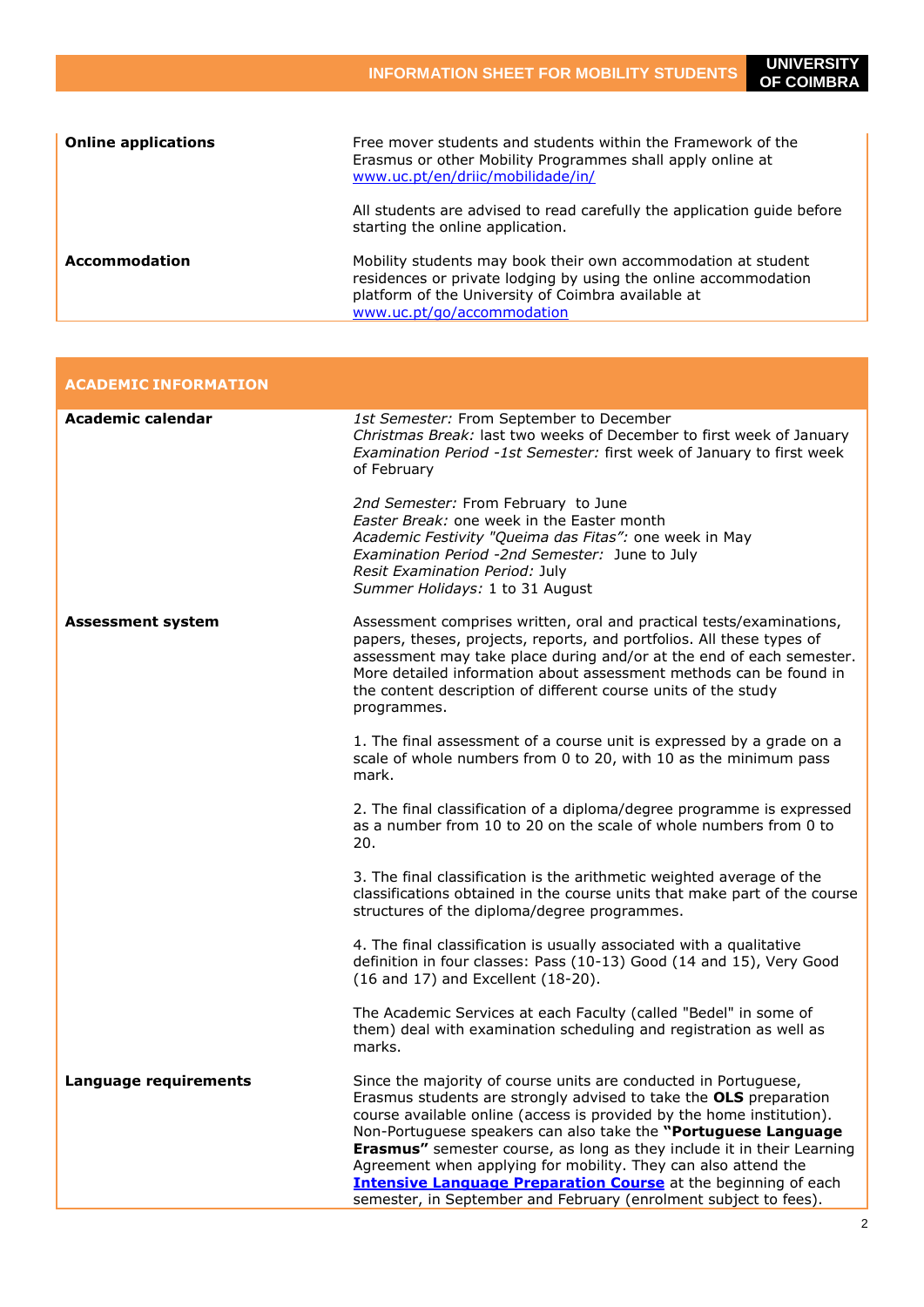| | |
|---|---|
| **Online applications** | Free mover students and students within the Framework of the Erasmus or other Mobility Programmes shall apply online at [www.uc.pt/en/driic/mobilidade/in/](www.uc.pt/en/driic/mobilidade/in/)<br><br>All students are advised to read carefully the application guide before starting the online application. |
| **Accommodation** | Mobility students may book their own accommodation at student residences or private lodging by using the online accommodation platform of the University of Coimbra available at [www.uc.pt/go/accommodation](www.uc.pt/go/accommodation) |

## ACADEMIC INFORMATION

| | |
|---|---|
| **Academic calendar** | *1st Semester:* From September to December<br>*Christmas Break:* last two weeks of December to first week of January<br>*Examination Period -1st Semester:* first week of January to first week of February<br><br>*2nd Semester:* From February to June<br>*Easter Break:* one week in the Easter month<br>*Academic Festivity "Queima das Fitas":* one week in May<br>*Examination Period -2nd Semester:* June to July<br>*Resit Examination Period:* July<br>*Summer Holidays:* 1 to 31 August |
| **Assessment system** | Assessment comprises written, oral and practical tests/examinations, papers, theses, projects, reports, and portfolios. All these types of assessment may take place during and/or at the end of each semester. More detailed information about assessment methods can be found in the content description of different course units of the study programmes.<br><br>1. The final assessment of a course unit is expressed by a grade on a scale of whole numbers from 0 to 20, with 10 as the minimum pass mark.<br><br>2. The final classification of a diploma/degree programme is expressed as a number from 10 to 20 on the scale of whole numbers from 0 to 20.<br><br>3. The final classification is the arithmetic weighted average of the classifications obtained in the course units that make part of the course structures of the diploma/degree programmes.<br><br>4. The final classification is usually associated with a qualitative definition in four classes: Pass (10-13) Good (14 and 15), Very Good (16 and 17) and Excellent (18-20).<br><br>The Academic Services at each Faculty (called "Bedel" in some of them) deal with examination scheduling and registration as well as marks. |
| **Language requirements** | Since the majority of course units are conducted in Portuguese, Erasmus students are strongly advised to take the **OLS** preparation course available online (access is provided by the home institution). Non-Portuguese speakers can also take the **"Portuguese Language Erasmus"** semester course, as long as they include it in their Learning Agreement when applying for mobility. They can also attend the **Intensive Language Preparation Course** at the beginning of each semester, in September and February (enrolment subject to fees). |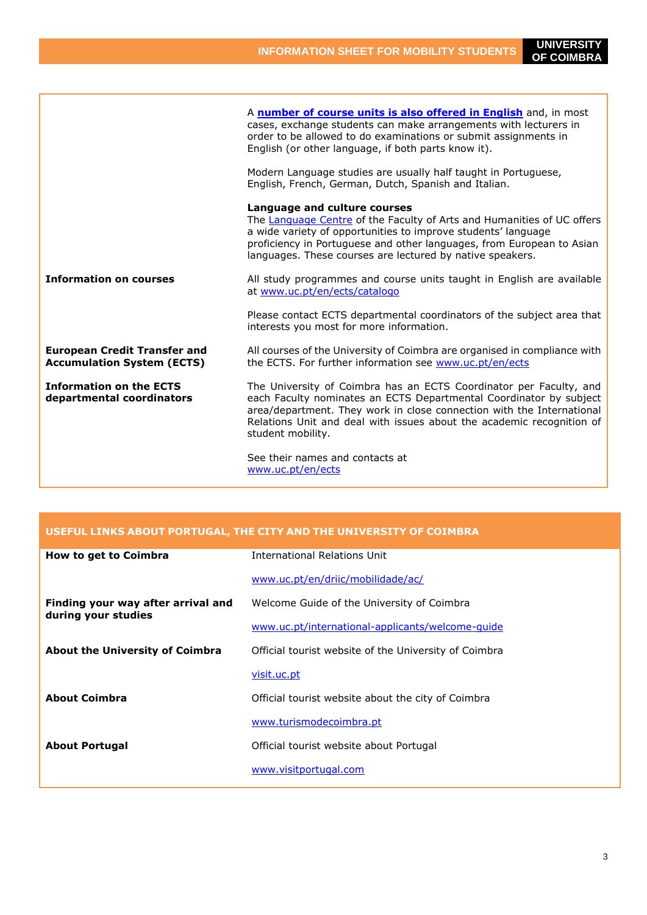| | |
|---|---|
| | A **number of course units is also offered in English** and, in most cases, exchange students can make arrangements with lecturers in order to be allowed to do examinations or submit assignments in English (or other language, if both parts know it).<br><br>Modern Language studies are usually half taught in Portuguese, English, French, German, Dutch, Spanish and Italian.<br><br>**Language and culture courses**<br>The Language Centre of the Faculty of Arts and Humanities of UC offers a wide variety of opportunities to improve students' language proficiency in Portuguese and other languages, from European to Asian languages. These courses are lectured by native speakers. |
| **Information on courses** | All study programmes and course units taught in English are available at www.uc.pt/en/ects/catalogo<br><br>Please contact ECTS departmental coordinators of the subject area that interests you most for more information. |
| **European Credit Transfer and Accumulation System (ECTS)** | All courses of the University of Coimbra are organised in compliance with the ECTS. For further information see www.uc.pt/en/ects |
| **Information on the ECTS departmental coordinators** | The University of Coimbra has an ECTS Coordinator per Faculty, and each Faculty nominates an ECTS Departmental Coordinator by subject area/department. They work in close connection with the International Relations Unit and deal with issues about the academic recognition of student mobility.<br><br>See their names and contacts at www.uc.pt/en/ects |

## USEFUL LINKS ABOUT PORTUGAL, THE CITY AND THE UNIVERSITY OF COIMBRA

| | |
|---|---|
| **How to get to Coimbra** | International Relations Unit<br><br>www.uc.pt/en/driic/mobilidade/ac/ |
| **Finding your way after arrival and during your studies** | Welcome Guide of the University of Coimbra<br><br>www.uc.pt/international-applicants/welcome-guide |
| **About the University of Coimbra** | Official tourist website of the University of Coimbra<br><br>visit.uc.pt |
| **About Coimbra** | Official tourist website about the city of Coimbra<br><br>www.turismodecoimbra.pt |
| **About Portugal** | Official tourist website about Portugal<br><br>www.visitportugal.com |